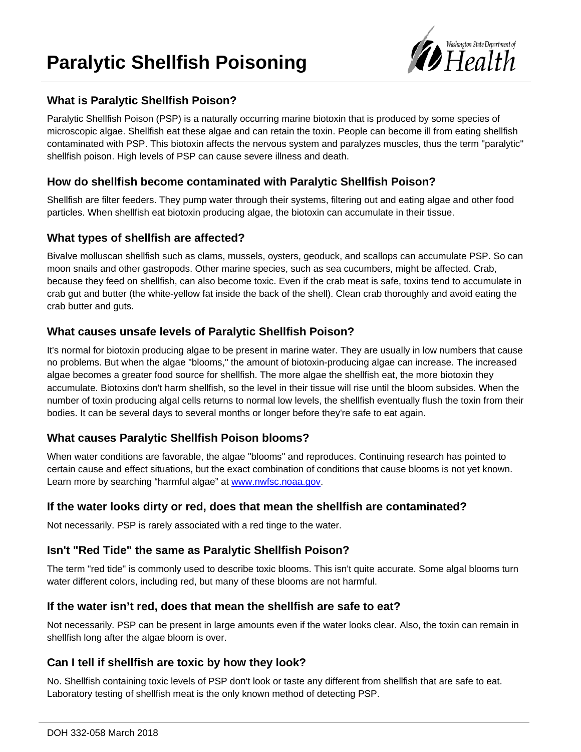# Paralytic Shellfish Poisoning

## What is Paralytic Shellfish Poison?

Paralytic Shellfish Poison (PSP) is a naturally occurring marine biotoxin that is produced by some species of microscopic algae. Shellfish eat these algae and can retain the toxin. People can become ill from eating shellfish contaminated with PSP. This biotoxin affects the nervous system and paralyzes muscles, thus the term "paralytic" shellfish poison. High levels of PSP can cause severe illness and death.

## How do shellfish become contaminated with Paralytic Shellfish Poison?

Shellfish are filter feeders. They pump water through their systems, filtering out and eating algae and other food particles. When shellfish eat biotoxin producing algae, the biotoxin can accumulate in their tissue.

## What types of shellfish are affected?

Bivalve molluscan shellfish such as clams, mussels, oysters, geoduck, and scallops can accumulate PSP. So can moon snails and other gastropods. Other marine species, such as sea cucumbers, might be affected. Crab, because they feed on shellfish, can also become toxic. Even if the crab meat is safe, toxins tend to accumulate in crab gut and butter (the white-yellow fat inside the back of the shell). Clean crab thoroughly and avoid eating the crab butter and guts.

## What causes unsafe levels of Paralytic Shellfish Poison?

It's normal for biotoxin producing algae to be present in marine water. They are usually in low numbers that cause no problems. But when the algae "blooms," the amount of biotoxin-producing algae can increase. The increased algae becomes a greater food source for shellfish. The more algae the shellfish eat, the more biotoxin they accumulate. Biotoxins don't harm shellfish, so the level in their tissue will rise until the bloom subsides. When the number of toxin producing algal cells returns to normal low levels, the shellfish eventually flush the toxin from their bodies. It can be several days to several months or longer before they're safe to eat again.

## What causes Paralytic Shellfish Poison blooms?

When water conditions are favorable, the algae "blooms" and reproduces. Continuing research has pointed to certain cause and effect situations, but the exact combination of conditions that cause blooms is not yet known. Learn more by searching "harmful algae" at [www.nwfsc.noaa.gov](http://www.nwfsc.noaa.gov).

## If the water looks dirty or red, does that mean the shellfish are contaminated?

Not necessarily. PSP is rarely associated with a red tinge to the water.

## Isn't "Red Tide" the same as Paralytic Shellfish Poison?

The term "red tide" is commonly used to describe toxic blooms. This isn't quite accurate. Some algal blooms turn water different colors, including red, but many of these blooms are not harmful.

## If the water isn't red, does that mean the shellfish are safe to eat?

Not necessarily. PSP can be present in large amounts even if the water looks clear. Also, the toxin can remain in shellfish long after the algae bloom is over.

## Can I tell if shellfish are toxic by how they look?

No. Shellfish containing toxic levels of PSP don't look or taste any different from shellfish that are safe to eat. Laboratory testing of shellfish meat is the only known method of detecting PSP.

DOH 332-058 March 2018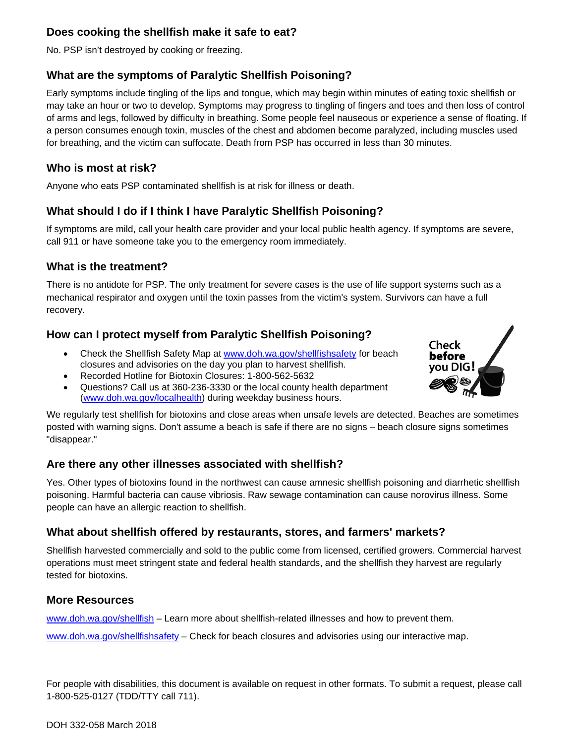### Does cooking the shellfish make it safe to eat?

No. PSP isn't destroyed by cooking or freezing.

### What are the symptoms of Paralytic Shellfish Poisoning?

Early symptoms include tingling of the lips and tongue, which may begin within minutes of eating toxic shellfish or may take an hour or two to develop. Symptoms may progress to tingling of fingers and toes and then loss of control of arms and legs, followed by difficulty in breathing. Some people feel nauseous or experience a sense of floating. If a person consumes enough toxin, muscles of the chest and abdomen become paralyzed, including muscles used for breathing, and the victim can suffocate. Death from PSP has occurred in less than 30 minutes.

### Who is most at risk?

Anyone who eats PSP contaminated shellfish is at risk for illness or death.

### What should I do if I think I have Paralytic Shellfish Poisoning?

If symptoms are mild, call your health care provider and your local public health agency. If symptoms are severe, call 911 or have someone take you to the emergency room immediately.

### What is the treatment?

There is no antidote for PSP. The only treatment for severe cases is the use of life support systems such as a mechanical respirator and oxygen until the toxin passes from the victim's system. Survivors can have a full recovery.

### How can I protect myself from Paralytic Shellfish Poisoning?

- Check the Shellfish Safety Map at www.doh.wa.gov/shellfishsafety for beach closures and advisories on the day you plan to harvest shellfish.
- Recorded Hotline for Biotoxin Closures: 1-800-562-5632
- Questions? Call us at 360-236-3330 or the local county health department (www.doh.wa.gov/localhealth) during weekday business hours.

Check **before** you DIG!

We regularly test shellfish for biotoxins and close areas when unsafe levels are detected. Beaches are sometimes posted with warning signs. Don't assume a beach is safe if there are no signs – beach closure signs sometimes "disappear."

### Are there any other illnesses associated with shellfish?

Yes. Other types of biotoxins found in the northwest can cause amnesic shellfish poisoning and diarrhetic shellfish poisoning. Harmful bacteria can cause vibriosis. Raw sewage contamination can cause norovirus illness. Some people can have an allergic reaction to shellfish.

### What about shellfish offered by restaurants, stores, and farmers' markets?

Shellfish harvested commercially and sold to the public come from licensed, certified growers. Commercial harvest operations must meet stringent state and federal health standards, and the shellfish they harvest are regularly tested for biotoxins.

### More Resources

www.doh.wa.gov/shellfish – Learn more about shellfish-related illnesses and how to prevent them.

www.doh.wa.gov/shellfishsafety – Check for beach closures and advisories using our interactive map.

For people with disabilities, this document is available on request in other formats. To submit a request, please call 1-800-525-0127 (TDD/TTY call 711).

DOH 332-058 March 2018